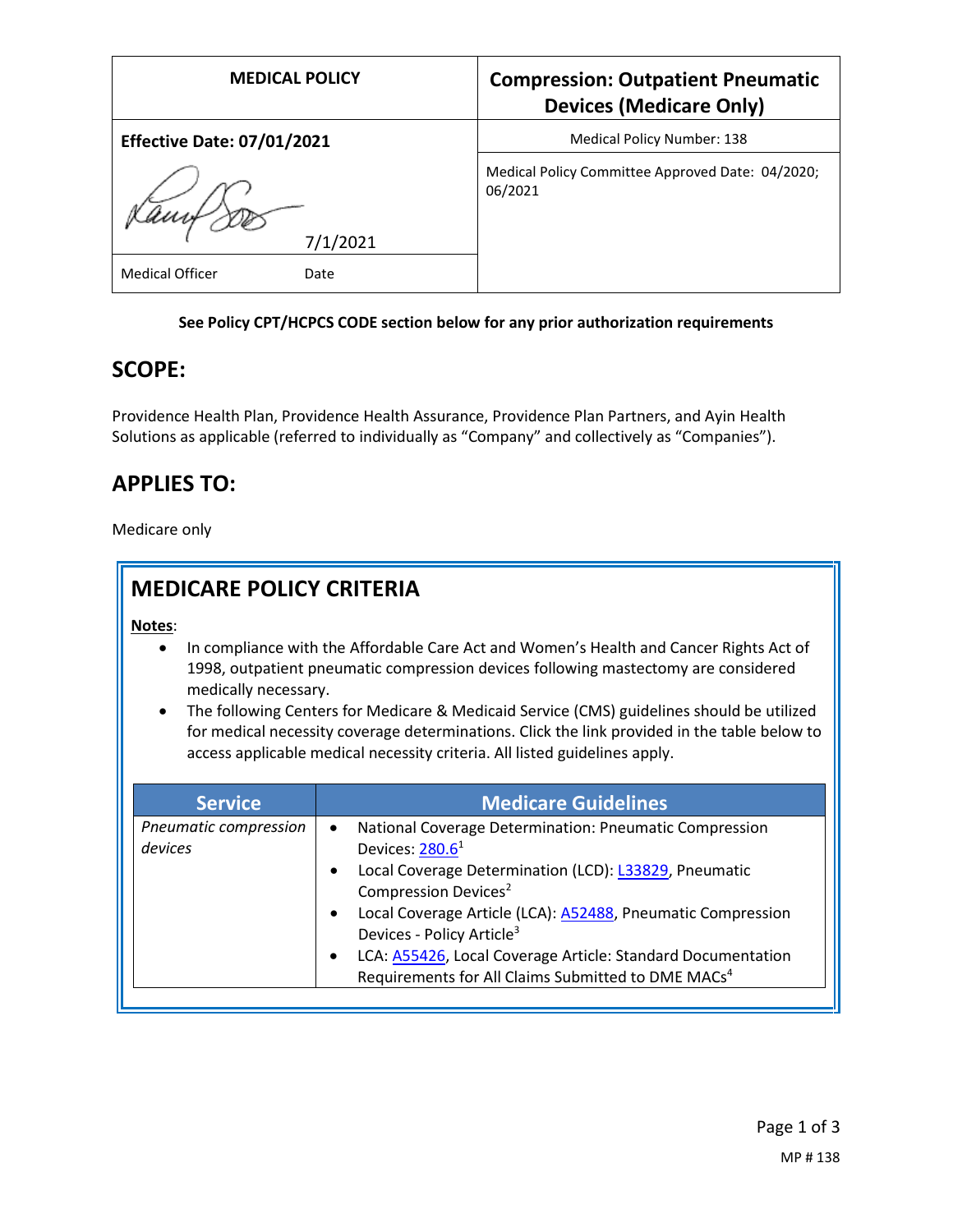| MEDICAL POLICY | Compression: Outpatient Pneumatic Devices (Medicare Only) |
|---|---|
| **Effective Date: 07/01/2021** | Medical Policy Number: 138 |
| 7/1/2021 | Medical Policy Committee Approved Date: 04/2020; 06/2021 |
| Medical Officer Date | |

**See Policy CPT/HCPCS CODE section below for any prior authorization requirements**

## SCOPE:

Providence Health Plan, Providence Health Assurance, Providence Plan Partners, and Ayin Health Solutions as applicable (referred to individually as "Company" and collectively as "Companies").

## APPLIES TO:

Medicare only

## MEDICARE POLICY CRITERIA

**Notes**:

- In compliance with the Affordable Care Act and Women's Health and Cancer Rights Act of 1998, outpatient pneumatic compression devices following mastectomy are considered medically necessary.
- The following Centers for Medicare & Medicaid Service (CMS) guidelines should be utilized for medical necessity coverage determinations. Click the link provided in the table below to access applicable medical necessity criteria. All listed guidelines apply.

| Service | Medicare Guidelines |
|---|---|
| *Pneumatic compression devices* | • National Coverage Determination: Pneumatic Compression Devices: 280.6[1]<br>• Local Coverage Determination (LCD): L33829, Pneumatic Compression Devices[2]<br>• Local Coverage Article (LCA): A52488, Pneumatic Compression Devices - Policy Article[3]<br>• LCA: A55426, Local Coverage Article: Standard Documentation Requirements for All Claims Submitted to DME MACs[4] |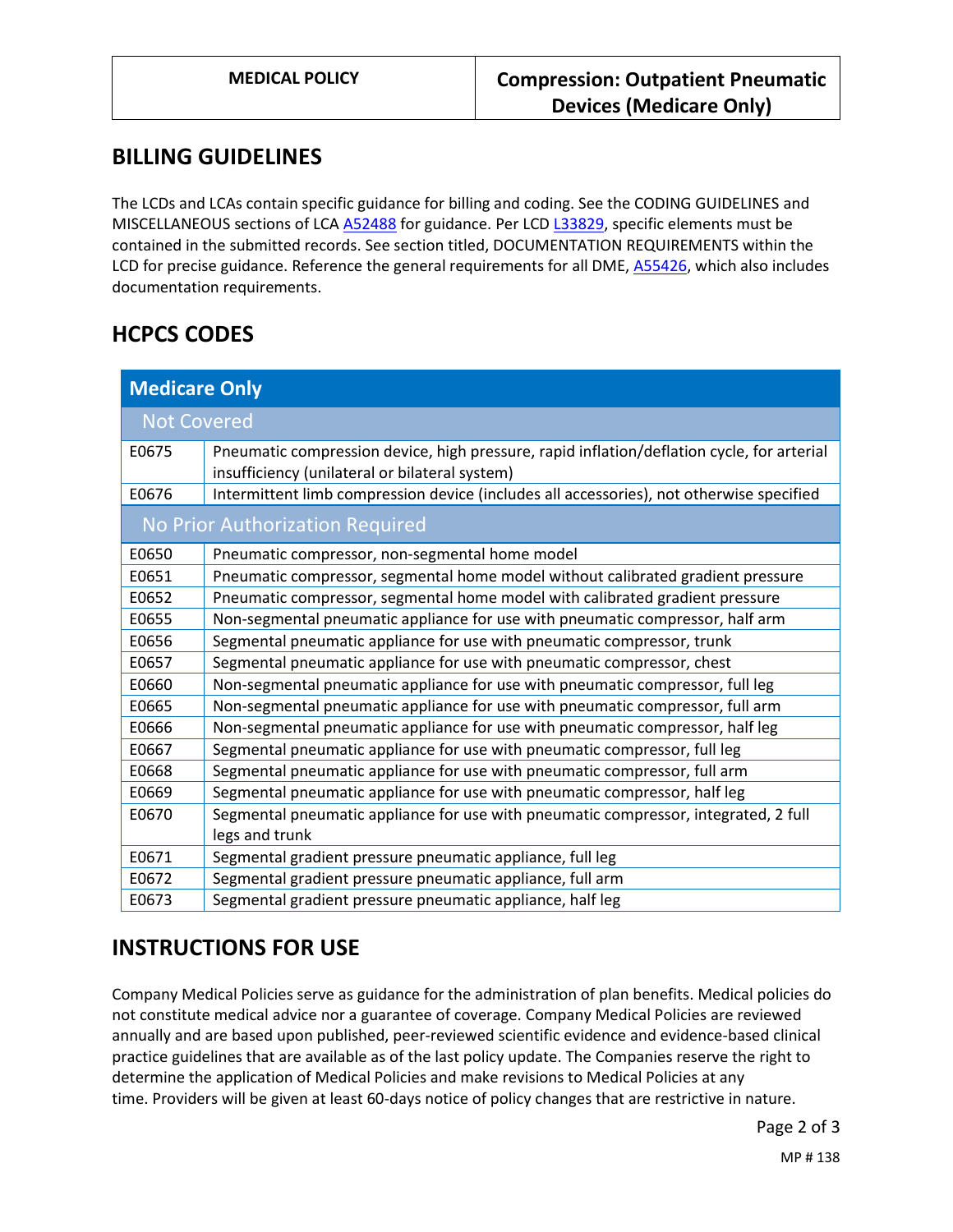## BILLING GUIDELINES

The LCDs and LCAs contain specific guidance for billing and coding. See the CODING GUIDELINES and MISCELLANEOUS sections of LCA A52488 for guidance. Per LCD L33829, specific elements must be contained in the submitted records. See section titled, DOCUMENTATION REQUIREMENTS within the LCD for precise guidance. Reference the general requirements for all DME, A55426, which also includes documentation requirements.

## HCPCS CODES

| Medicare Only | |
|---|---|
| **Not Covered** | |
| E0675 | Pneumatic compression device, high pressure, rapid inflation/deflation cycle, for arterial insufficiency (unilateral or bilateral system) |
| E0676 | Intermittent limb compression device (includes all accessories), not otherwise specified |
| **No Prior Authorization Required** | |
| E0650 | Pneumatic compressor, non-segmental home model |
| E0651 | Pneumatic compressor, segmental home model without calibrated gradient pressure |
| E0652 | Pneumatic compressor, segmental home model with calibrated gradient pressure |
| E0655 | Non-segmental pneumatic appliance for use with pneumatic compressor, half arm |
| E0656 | Segmental pneumatic appliance for use with pneumatic compressor, trunk |
| E0657 | Segmental pneumatic appliance for use with pneumatic compressor, chest |
| E0660 | Non-segmental pneumatic appliance for use with pneumatic compressor, full leg |
| E0665 | Non-segmental pneumatic appliance for use with pneumatic compressor, full arm |
| E0666 | Non-segmental pneumatic appliance for use with pneumatic compressor, half leg |
| E0667 | Segmental pneumatic appliance for use with pneumatic compressor, full leg |
| E0668 | Segmental pneumatic appliance for use with pneumatic compressor, full arm |
| E0669 | Segmental pneumatic appliance for use with pneumatic compressor, half leg |
| E0670 | Segmental pneumatic appliance for use with pneumatic compressor, integrated, 2 full legs and trunk |
| E0671 | Segmental gradient pressure pneumatic appliance, full leg |
| E0672 | Segmental gradient pressure pneumatic appliance, full arm |
| E0673 | Segmental gradient pressure pneumatic appliance, half leg |

## INSTRUCTIONS FOR USE

Company Medical Policies serve as guidance for the administration of plan benefits. Medical policies do not constitute medical advice nor a guarantee of coverage. Company Medical Policies are reviewed annually and are based upon published, peer-reviewed scientific evidence and evidence-based clinical practice guidelines that are available as of the last policy update. The Companies reserve the right to determine the application of Medical Policies and make revisions to Medical Policies at any time. Providers will be given at least 60-days notice of policy changes that are restrictive in nature.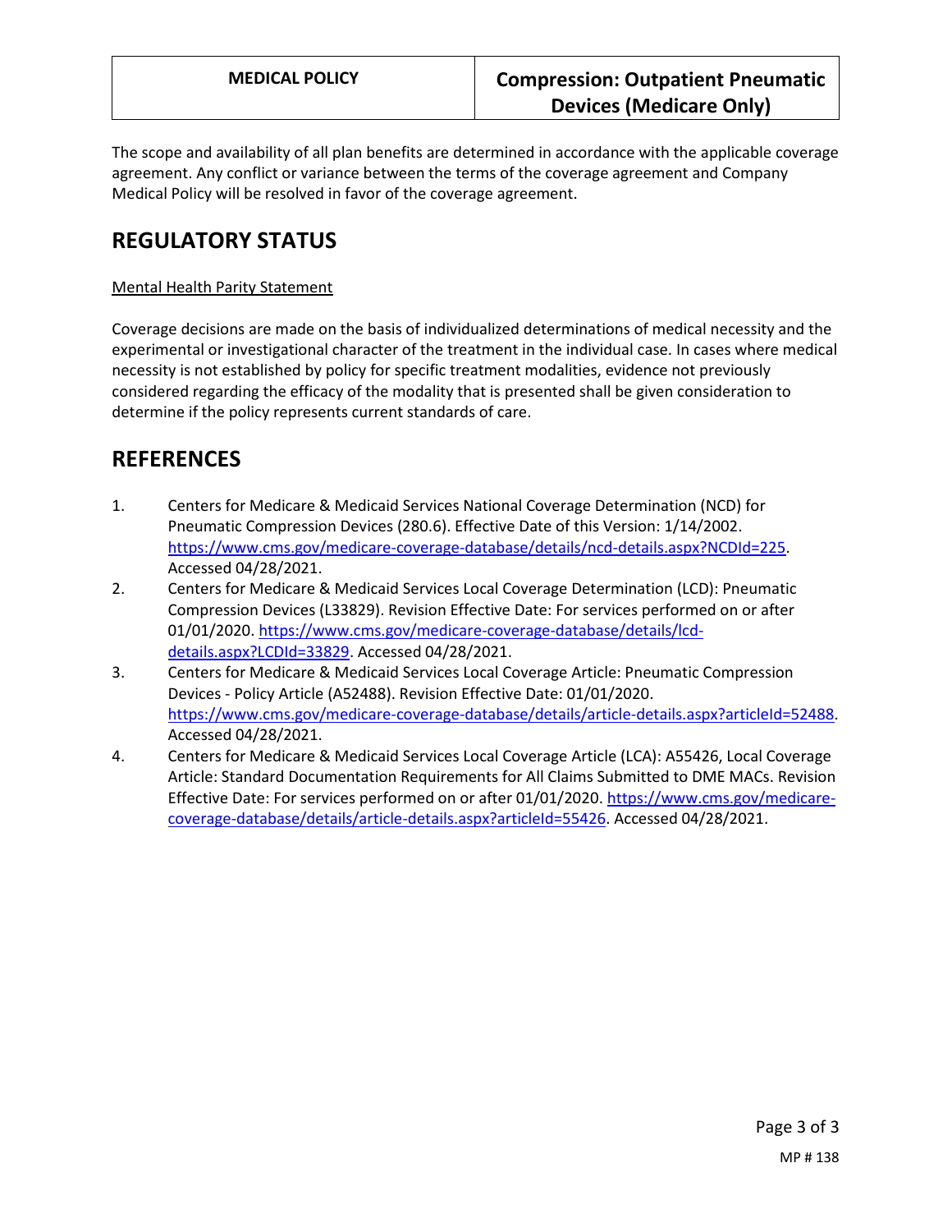The scope and availability of all plan benefits are determined in accordance with the applicable coverage agreement. Any conflict or variance between the terms of the coverage agreement and Company Medical Policy will be resolved in favor of the coverage agreement.

## REGULATORY STATUS

Mental Health Parity Statement

Coverage decisions are made on the basis of individualized determinations of medical necessity and the experimental or investigational character of the treatment in the individual case. In cases where medical necessity is not established by policy for specific treatment modalities, evidence not previously considered regarding the efficacy of the modality that is presented shall be given consideration to determine if the policy represents current standards of care.

## REFERENCES

1. Centers for Medicare & Medicaid Services National Coverage Determination (NCD) for Pneumatic Compression Devices (280.6). Effective Date of this Version: 1/14/2002. https://www.cms.gov/medicare-coverage-database/details/ncd-details.aspx?NCDId=225. Accessed 04/28/2021.
2. Centers for Medicare & Medicaid Services Local Coverage Determination (LCD): Pneumatic Compression Devices (L33829). Revision Effective Date: For services performed on or after 01/01/2020. https://www.cms.gov/medicare-coverage-database/details/lcd-details.aspx?LCDId=33829. Accessed 04/28/2021.
3. Centers for Medicare & Medicaid Services Local Coverage Article: Pneumatic Compression Devices - Policy Article (A52488). Revision Effective Date: 01/01/2020. https://www.cms.gov/medicare-coverage-database/details/article-details.aspx?articleId=52488. Accessed 04/28/2021.
4. Centers for Medicare & Medicaid Services Local Coverage Article (LCA): A55426, Local Coverage Article: Standard Documentation Requirements for All Claims Submitted to DME MACs. Revision Effective Date: For services performed on or after 01/01/2020. https://www.cms.gov/medicare-coverage-database/details/article-details.aspx?articleId=55426. Accessed 04/28/2021.